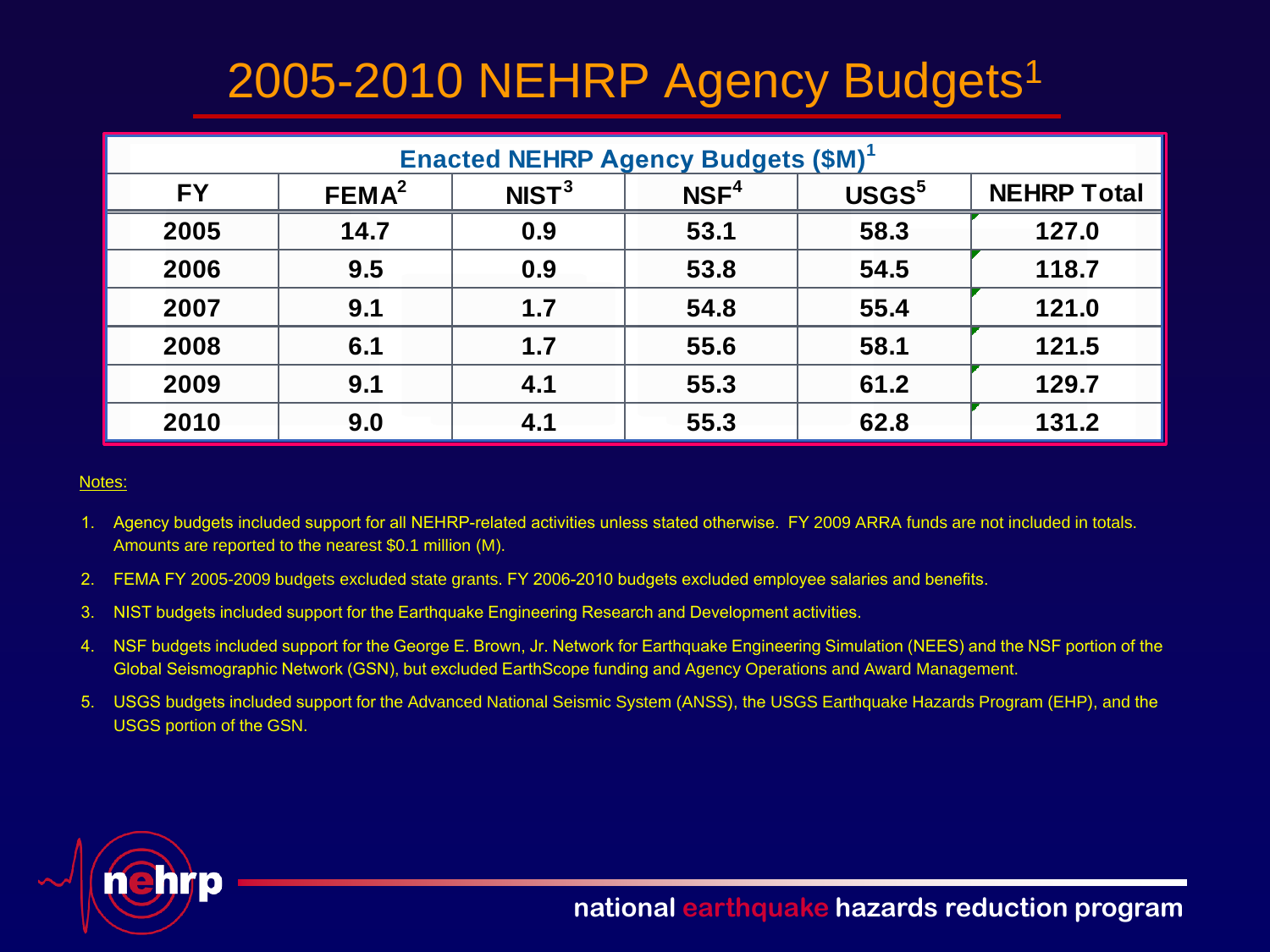# 2005-2010 NEHRP Agency Budgets[1]

| Enacted NEHRP Agency Budgets ($M)[1] | | | | | |
|---|---|---|---|---|---|
| **FY** | **FEMA[2]** | **NIST[3]** | **NSF[4]** | **USGS[5]** | **NEHRP Total** |
| 2005 | 14.7 | 0.9 | 53.1 | 58.3 | 127.0 |
| 2006 | 9.5 | 0.9 | 53.8 | 54.5 | 118.7 |
| 2007 | 9.1 | 1.7 | 54.8 | 55.4 | 121.0 |
| 2008 | 6.1 | 1.7 | 55.6 | 58.1 | 121.5 |
| 2009 | 9.1 | 4.1 | 55.3 | 61.2 | 129.7 |
| 2010 | 9.0 | 4.1 | 55.3 | 62.8 | 131.2 |

Notes:

1. Agency budgets included support for all NEHRP-related activities unless stated otherwise. FY 2009 ARRA funds are not included in totals. Amounts are reported to the nearest $0.1 million (M).
2. FEMA FY 2005-2009 budgets excluded state grants. FY 2006-2010 budgets excluded employee salaries and benefits.
3. NIST budgets included support for the Earthquake Engineering Research and Development activities.
4. NSF budgets included support for the George E. Brown, Jr. Network for Earthquake Engineering Simulation (NEES) and the NSF portion of the Global Seismographic Network (GSN), but excluded EarthScope funding and Agency Operations and Award Management.
5. USGS budgets included support for the Advanced National Seismic System (ANSS), the USGS Earthquake Hazards Program (EHP), and the USGS portion of the GSN.

nehrp

national earthquake hazards reduction program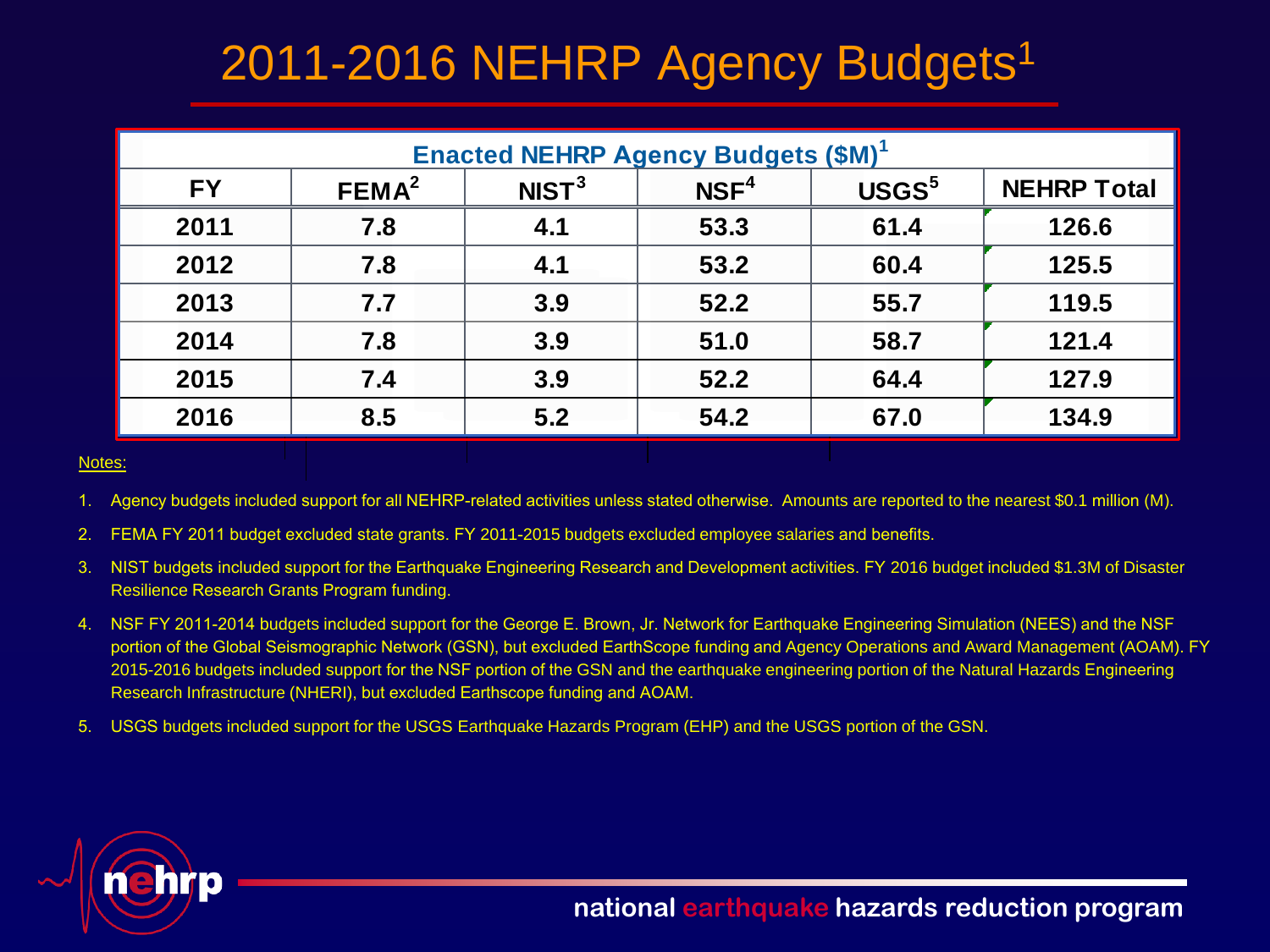# 2011-2016 NEHRP Agency Budgets[1]

| Enacted NEHRP Agency Budgets ($M)[1] | | | | | |
|---|---|---|---|---|---|
| FY | FEMA[2] | NIST[3] | NSF[4] | USGS[5] | NEHRP Total |
| 2011 | 7.8 | 4.1 | 53.3 | 61.4 | 126.6 |
| 2012 | 7.8 | 4.1 | 53.2 | 60.4 | 125.5 |
| 2013 | 7.7 | 3.9 | 52.2 | 55.7 | 119.5 |
| 2014 | 7.8 | 3.9 | 51.0 | 58.7 | 121.4 |
| 2015 | 7.4 | 3.9 | 52.2 | 64.4 | 127.9 |
| 2016 | 8.5 | 5.2 | 54.2 | 67.0 | 134.9 |

Notes:

1. Agency budgets included support for all NEHRP-related activities unless stated otherwise. Amounts are reported to the nearest $0.1 million (M).
2. FEMA FY 2011 budget excluded state grants. FY 2011-2015 budgets excluded employee salaries and benefits.
3. NIST budgets included support for the Earthquake Engineering Research and Development activities. FY 2016 budget included $1.3M of Disaster Resilience Research Grants Program funding.
4. NSF FY 2011-2014 budgets included support for the George E. Brown, Jr. Network for Earthquake Engineering Simulation (NEES) and the NSF portion of the Global Seismographic Network (GSN), but excluded EarthScope funding and Agency Operations and Award Management (AOAM). FY 2015-2016 budgets included support for the NSF portion of the GSN and the earthquake engineering portion of the Natural Hazards Engineering Research Infrastructure (NHERI), but excluded Earthscope funding and AOAM.
5. USGS budgets included support for the USGS Earthquake Hazards Program (EHP) and the USGS portion of the GSN.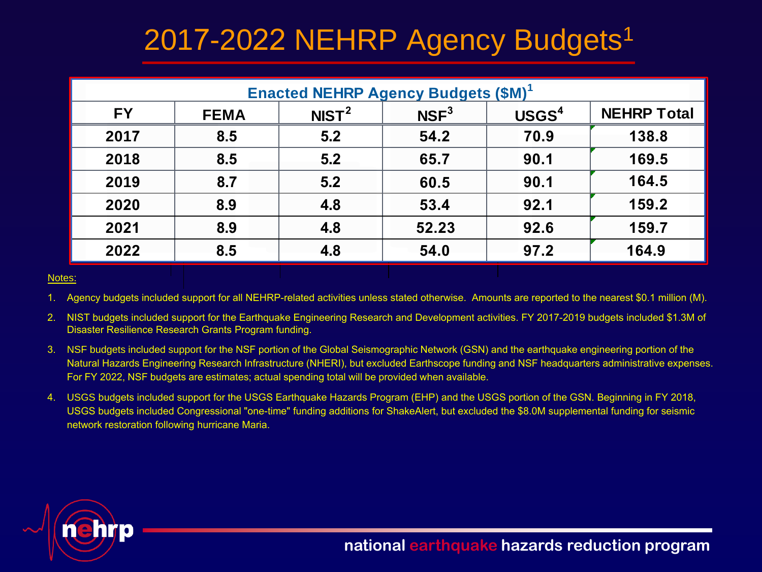# 2017-2022 NEHRP Agency Budgets[1]

| Enacted NEHRP Agency Budgets ($M)[1] | | | | | |
|---|---|---|---|---|---|
| FY | FEMA | NIST[2] | NSF[3] | USGS[4] | NEHRP Total |
| 2017 | 8.5 | 5.2 | 54.2 | 70.9 | 138.8 |
| 2018 | 8.5 | 5.2 | 65.7 | 90.1 | 169.5 |
| 2019 | 8.7 | 5.2 | 60.5 | 90.1 | 164.5 |
| 2020 | 8.9 | 4.8 | 53.4 | 92.1 | 159.2 |
| 2021 | 8.9 | 4.8 | 52.23 | 92.6 | 159.7 |
| 2022 | 8.5 | 4.8 | 54.0 | 97.2 | 164.9 |

Notes:

1. Agency budgets included support for all NEHRP-related activities unless stated otherwise. Amounts are reported to the nearest $0.1 million (M).
2. NIST budgets included support for the Earthquake Engineering Research and Development activities. FY 2017-2019 budgets included $1.3M of Disaster Resilience Research Grants Program funding.
3. NSF budgets included support for the NSF portion of the Global Seismographic Network (GSN) and the earthquake engineering portion of the Natural Hazards Engineering Research Infrastructure (NHERI), but excluded Earthscope funding and NSF headquarters administrative expenses. For FY 2022, NSF budgets are estimates; actual spending total will be provided when available.
4. USGS budgets included support for the USGS Earthquake Hazards Program (EHP) and the USGS portion of the GSN. Beginning in FY 2018, USGS budgets included Congressional "one-time" funding additions for ShakeAlert, but excluded the $8.0M supplemental funding for seismic network restoration following hurricane Maria.